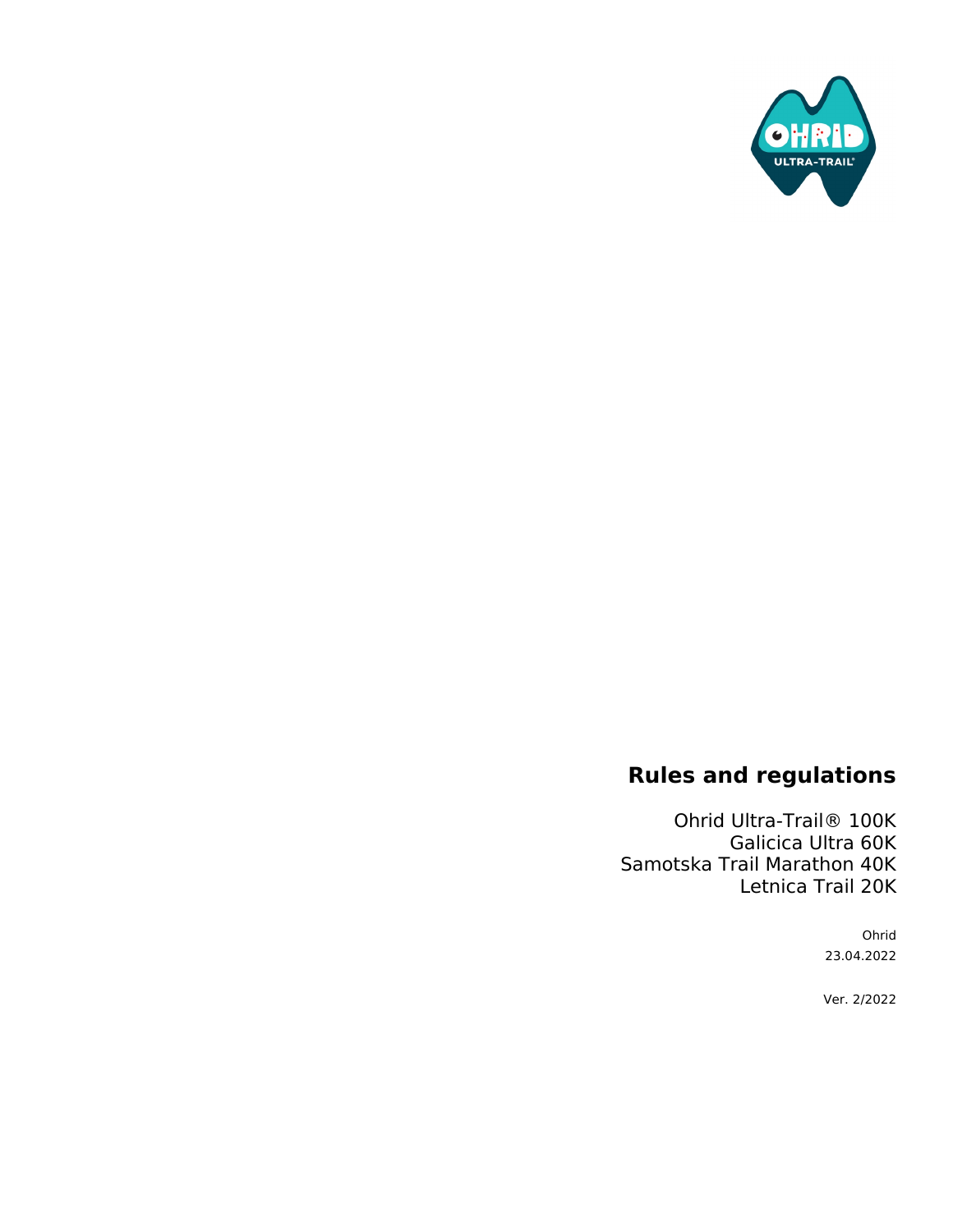# Rules and regulations

Ohrid Ultra-Trail® 100K
Galicica Ultra 60K
Samotska Trail Marathon 40K
Letnica Trail 20K

Ohrid
23.04.2022

Ver. 2/2022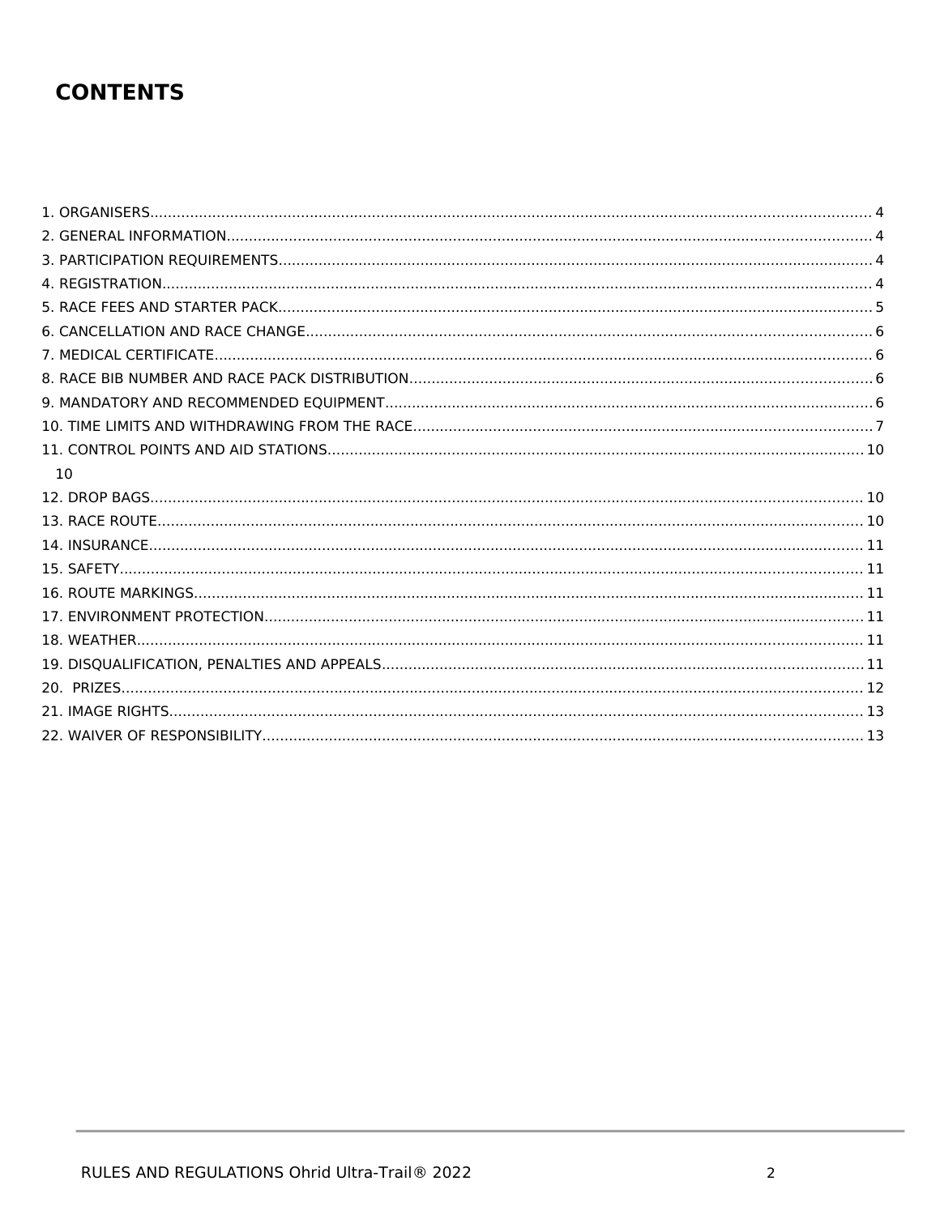# CONTENTS

1. ORGANISERS.......................................................... 4
2. GENERAL INFORMATION.......................................................... 4
3. PARTICIPATION REQUIREMENTS.......................................................... 4
4. REGISTRATION.......................................................... 4
5. RACE FEES AND STARTER PACK.......................................................... 5
6. CANCELLATION AND RACE CHANGE.......................................................... 6
7. MEDICAL CERTIFICATE.......................................................... 6
8. RACE BIB NUMBER AND RACE PACK DISTRIBUTION.......................................................... 6
9. MANDATORY AND RECOMMENDED EQUIPMENT.......................................................... 6
10. TIME LIMITS AND WITHDRAWING FROM THE RACE.......................................................... 7
11. CONTROL POINTS AND AID STATIONS.......................................................... 10

10

12. DROP BAGS.......................................................... 10
13. RACE ROUTE.......................................................... 10
14. INSURANCE.......................................................... 11
15. SAFETY.......................................................... 11
16. ROUTE MARKINGS.......................................................... 11
17. ENVIRONMENT PROTECTION.......................................................... 11
18. WEATHER.......................................................... 11
19. DISQUALIFICATION, PENALTIES AND APPEALS.......................................................... 11
20. PRIZES.......................................................... 12
21. IMAGE RIGHTS.......................................................... 13
22. WAIVER OF RESPONSIBILITY.......................................................... 13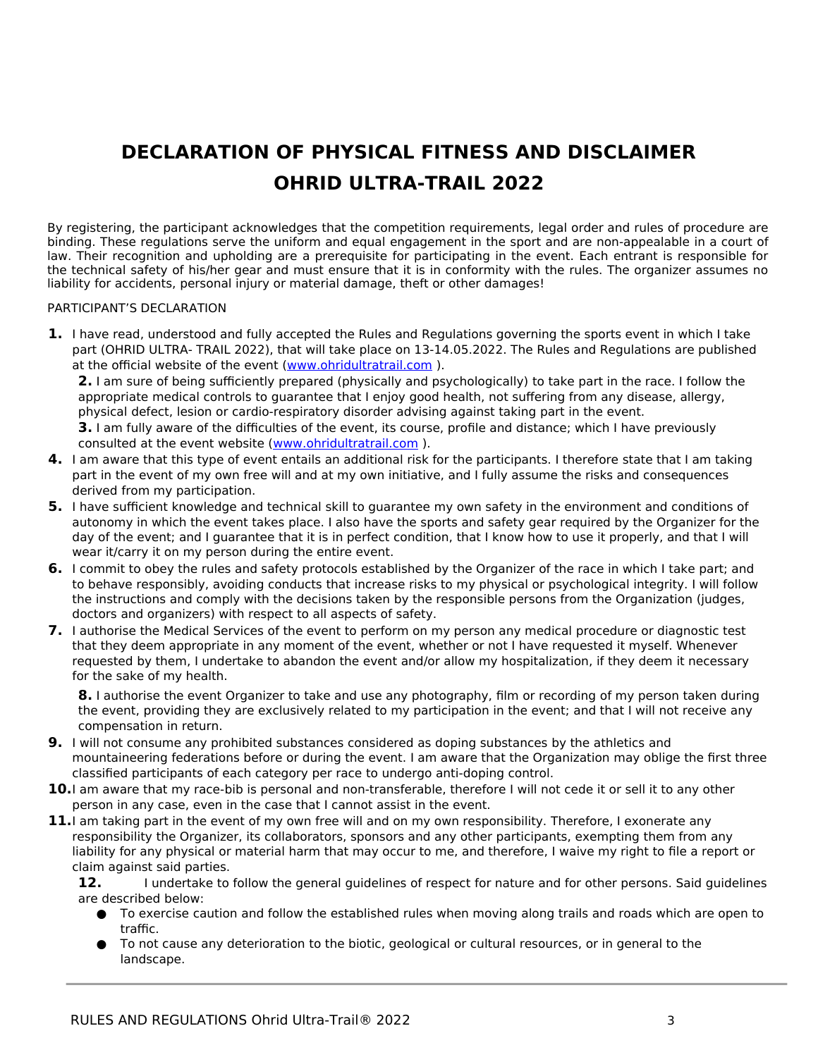# DECLARATION OF PHYSICAL FITNESS AND DISCLAIMER
# OHRID ULTRA-TRAIL 2022

By registering, the participant acknowledges that the competition requirements, legal order and rules of procedure are binding. These regulations serve the uniform and equal engagement in the sport and are non-appealable in a court of law. Their recognition and upholding are a prerequisite for participating in the event. Each entrant is responsible for the technical safety of his/her gear and must ensure that it is in conformity with the rules. The organizer assumes no liability for accidents, personal injury or material damage, theft or other damages!

PARTICIPANT'S DECLARATION

1. I have read, understood and fully accepted the Rules and Regulations governing the sports event in which I take part (OHRID ULTRA- TRAIL 2022), that will take place on 13-14.05.2022. The Rules and Regulations are published at the official website of the event (www.ohridultratrail.com ).
2. I am sure of being sufficiently prepared (physically and psychologically) to take part in the race. I follow the appropriate medical controls to guarantee that I enjoy good health, not suffering from any disease, allergy, physical defect, lesion or cardio-respiratory disorder advising against taking part in the event.
3. I am fully aware of the difficulties of the event, its course, profile and distance; which I have previously consulted at the event website (www.ohridultratrail.com ).
4. I am aware that this type of event entails an additional risk for the participants. I therefore state that I am taking part in the event of my own free will and at my own initiative, and I fully assume the risks and consequences derived from my participation.
5. I have sufficient knowledge and technical skill to guarantee my own safety in the environment and conditions of autonomy in which the event takes place. I also have the sports and safety gear required by the Organizer for the day of the event; and I guarantee that it is in perfect condition, that I know how to use it properly, and that I will wear it/carry it on my person during the entire event.
6. I commit to obey the rules and safety protocols established by the Organizer of the race in which I take part; and to behave responsibly, avoiding conducts that increase risks to my physical or psychological integrity. I will follow the instructions and comply with the decisions taken by the responsible persons from the Organization (judges, doctors and organizers) with respect to all aspects of safety.
7. I authorise the Medical Services of the event to perform on my person any medical procedure or diagnostic test that they deem appropriate in any moment of the event, whether or not I have requested it myself. Whenever requested by them, I undertake to abandon the event and/or allow my hospitalization, if they deem it necessary for the sake of my health.
8. I authorise the event Organizer to take and use any photography, film or recording of my person taken during the event, providing they are exclusively related to my participation in the event; and that I will not receive any compensation in return.
9. I will not consume any prohibited substances considered as doping substances by the athletics and mountaineering federations before or during the event. I am aware that the Organization may oblige the first three classified participants of each category per race to undergo anti-doping control.
10. I am aware that my race-bib is personal and non-transferable, therefore I will not cede it or sell it to any other person in any case, even in the case that I cannot assist in the event.
11. I am taking part in the event of my own free will and on my own responsibility. Therefore, I exonerate any responsibility the Organizer, its collaborators, sponsors and any other participants, exempting them from any liability for any physical or material harm that may occur to me, and therefore, I waive my right to file a report or claim against said parties.
12. I undertake to follow the general guidelines of respect for nature and for other persons. Said guidelines are described below:
    - To exercise caution and follow the established rules when moving along trails and roads which are open to traffic.
    - To not cause any deterioration to the biotic, geological or cultural resources, or in general to the landscape.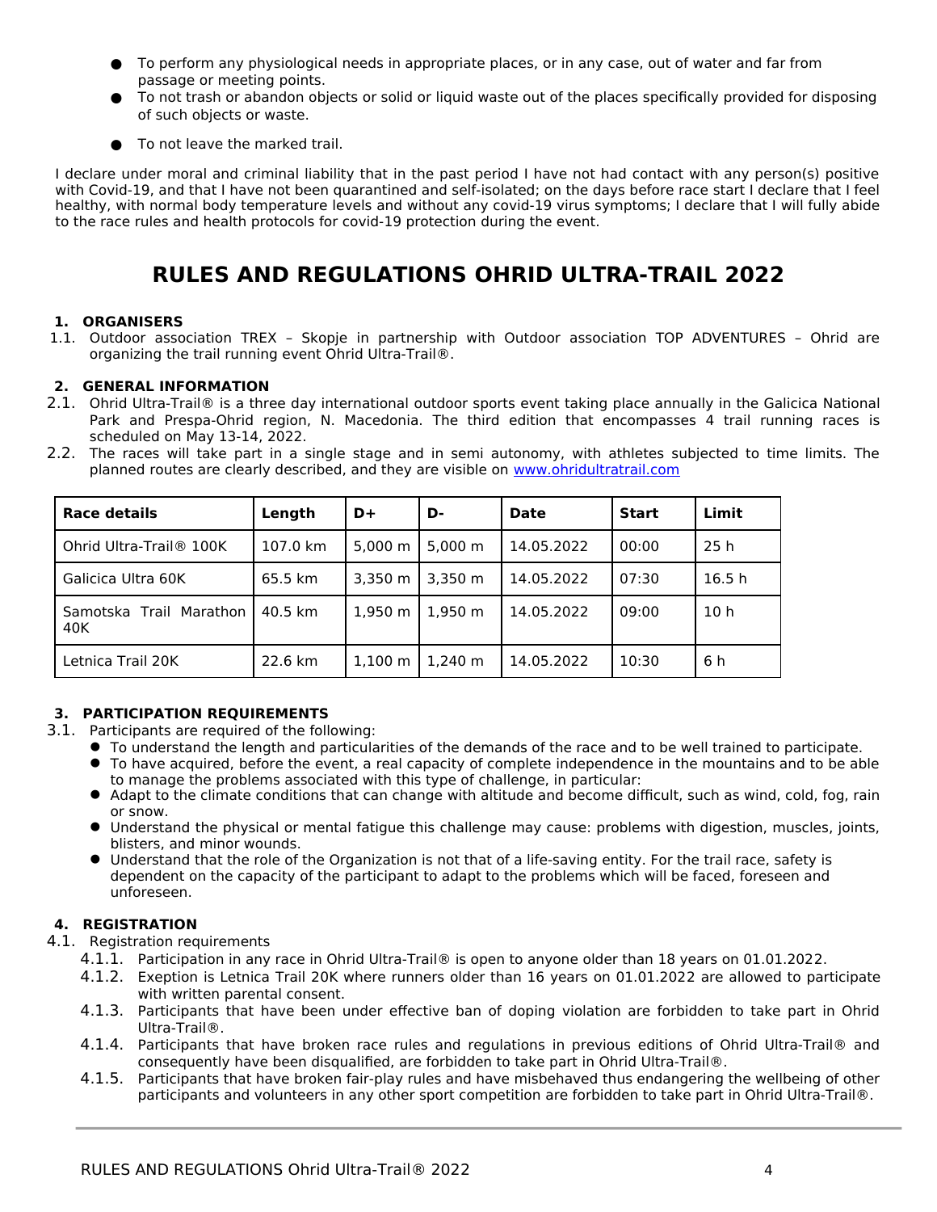- To perform any physiological needs in appropriate places, or in any case, out of water and far from passage or meeting points.
- To not trash or abandon objects or solid or liquid waste out of the places specifically provided for disposing of such objects or waste.
- To not leave the marked trail.

I declare under moral and criminal liability that in the past period I have not had contact with any person(s) positive with Covid-19, and that I have not been quarantined and self-isolated; on the days before race start I declare that I feel healthy, with normal body temperature levels and without any covid-19 virus symptoms; I declare that I will fully abide to the race rules and health protocols for covid-19 protection during the event.

# RULES AND REGULATIONS OHRID ULTRA-TRAIL 2022

## 1. ORGANISERS

1.1. Outdoor association TREX – Skopje in partnership with Outdoor association TOP ADVENTURES – Ohrid are organizing the trail running event Ohrid Ultra-Trail®.

## 2. GENERAL INFORMATION

2.1. Ohrid Ultra-Trail® is a three day international outdoor sports event taking place annually in the Galicica National Park and Prespa-Ohrid region, N. Macedonia. The third edition that encompasses 4 trail running races is scheduled on May 13-14, 2022.

2.2. The races will take part in a single stage and in semi autonomy, with athletes subjected to time limits. The planned routes are clearly described, and they are visible on www.ohridultratrail.com

| Race details | Length | D+ | D- | Date | Start | Limit |
|---|---|---|---|---|---|---|
| Ohrid Ultra-Trail® 100K | 107.0 km | 5,000 m | 5,000 m | 14.05.2022 | 00:00 | 25 h |
| Galicica Ultra 60K | 65.5 km | 3,350 m | 3,350 m | 14.05.2022 | 07:30 | 16.5 h |
| Samotska Trail Marathon 40K | 40.5 km | 1,950 m | 1,950 m | 14.05.2022 | 09:00 | 10 h |
| Letnica Trail 20K | 22.6 km | 1,100 m | 1,240 m | 14.05.2022 | 10:30 | 6 h |

## 3. PARTICIPATION REQUIREMENTS

3.1. Participants are required of the following:

- To understand the length and particularities of the demands of the race and to be well trained to participate.
- To have acquired, before the event, a real capacity of complete independence in the mountains and to be able to manage the problems associated with this type of challenge, in particular:
- Adapt to the climate conditions that can change with altitude and become difficult, such as wind, cold, fog, rain or snow.
- Understand the physical or mental fatigue this challenge may cause: problems with digestion, muscles, joints, blisters, and minor wounds.
- Understand that the role of the Organization is not that of a life-saving entity. For the trail race, safety is dependent on the capacity of the participant to adapt to the problems which will be faced, foreseen and unforeseen.

## 4. REGISTRATION

4.1. Registration requirements

4.1.1. Participation in any race in Ohrid Ultra-Trail® is open to anyone older than 18 years on 01.01.2022.

4.1.2. Exeption is Letnica Trail 20K where runners older than 16 years on 01.01.2022 are allowed to participate with written parental consent.

4.1.3. Participants that have been under effective ban of doping violation are forbidden to take part in Ohrid Ultra-Trail®.

4.1.4. Participants that have broken race rules and regulations in previous editions of Ohrid Ultra-Trail® and consequently have been disqualified, are forbidden to take part in Ohrid Ultra-Trail®.

4.1.5. Participants that have broken fair-play rules and have misbehaved thus endangering the wellbeing of other participants and volunteers in any other sport competition are forbidden to take part in Ohrid Ultra-Trail®.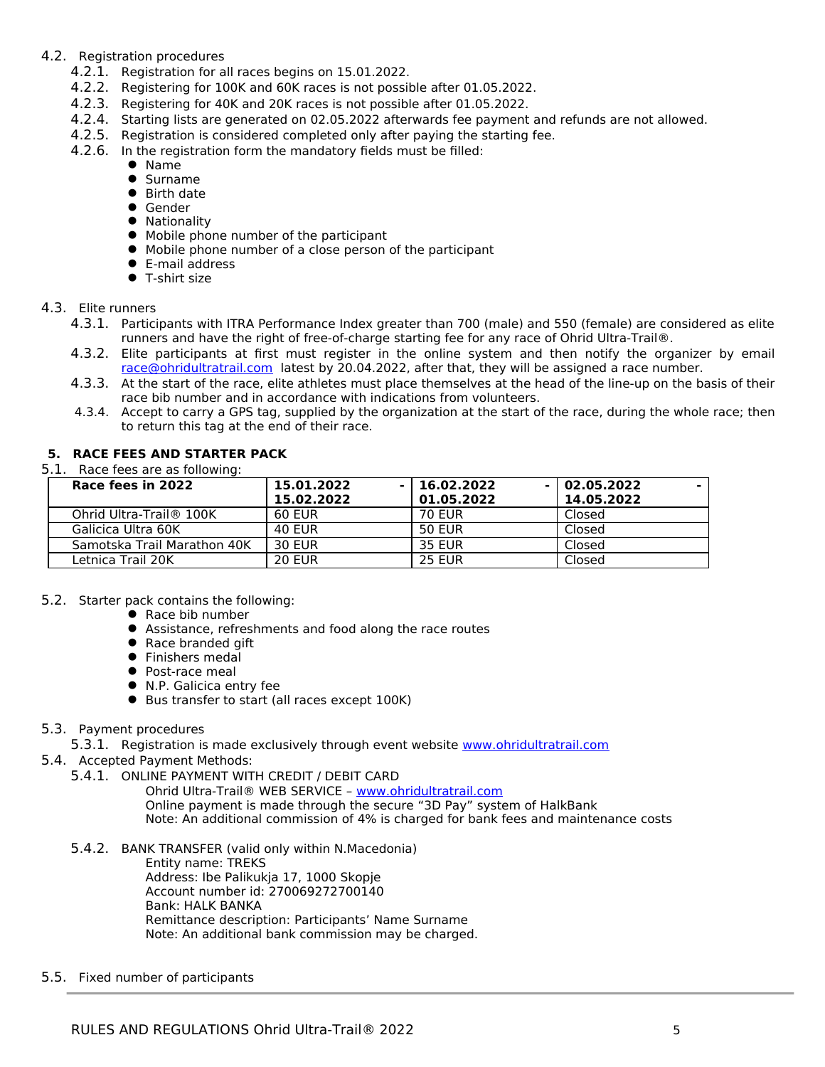4.2. Registration procedures

4.2.1. Registration for all races begins on 15.01.2022.

4.2.2. Registering for 100K and 60K races is not possible after 01.05.2022.

4.2.3. Registering for 40K and 20K races is not possible after 01.05.2022.

4.2.4. Starting lists are generated on 02.05.2022 afterwards fee payment and refunds are not allowed.

4.2.5. Registration is considered completed only after paying the starting fee.

4.2.6. In the registration form the mandatory fields must be filled:

- Name
- Surname
- Birth date
- Gender
- Nationality
- Mobile phone number of the participant
- Mobile phone number of a close person of the participant
- E-mail address
- T-shirt size

4.3. Elite runners

4.3.1. Participants with ITRA Performance Index greater than 700 (male) and 550 (female) are considered as elite runners and have the right of free-of-charge starting fee for any race of Ohrid Ultra-Trail®.

4.3.2. Elite participants at first must register in the online system and then notify the organizer by email race@ohridultratrail.com latest by 20.04.2022, after that, they will be assigned a race number.

4.3.3. At the start of the race, elite athletes must place themselves at the head of the line-up on the basis of their race bib number and in accordance with indications from volunteers.

4.3.4. Accept to carry a GPS tag, supplied by the organization at the start of the race, during the whole race; then to return this tag at the end of their race.

## 5. RACE FEES AND STARTER PACK

5.1. Race fees are as following:

| Race fees in 2022 | 15.01.2022 - 15.02.2022 | 16.02.2022 - 01.05.2022 | 02.05.2022 - 14.05.2022 |
|---|---|---|---|
| Ohrid Ultra-Trail® 100K | 60 EUR | 70 EUR | Closed |
| Galicica Ultra 60K | 40 EUR | 50 EUR | Closed |
| Samotska Trail Marathon 40K | 30 EUR | 35 EUR | Closed |
| Letnica Trail 20K | 20 EUR | 25 EUR | Closed |

5.2. Starter pack contains the following:

- Race bib number
- Assistance, refreshments and food along the race routes
- Race branded gift
- Finishers medal
- Post-race meal
- N.P. Galicica entry fee
- Bus transfer to start (all races except 100K)

5.3. Payment procedures

5.3.1. Registration is made exclusively through event website www.ohridultratrail.com

5.4. Accepted Payment Methods:

5.4.1. ONLINE PAYMENT WITH CREDIT / DEBIT CARD

Ohrid Ultra-Trail® WEB SERVICE – www.ohridultratrail.com
Online payment is made through the secure "3D Pay" system of HalkBank
Note: An additional commission of 4% is charged for bank fees and maintenance costs

5.4.2. BANK TRANSFER (valid only within N.Macedonia)

Entity name: TREKS
Address: Ibe Palikukja 17, 1000 Skopje
Account number id: 270069272700140
Bank: HALK BANKA
Remittance description: Participants' Name Surname
Note: An additional bank commission may be charged.

5.5. Fixed number of participants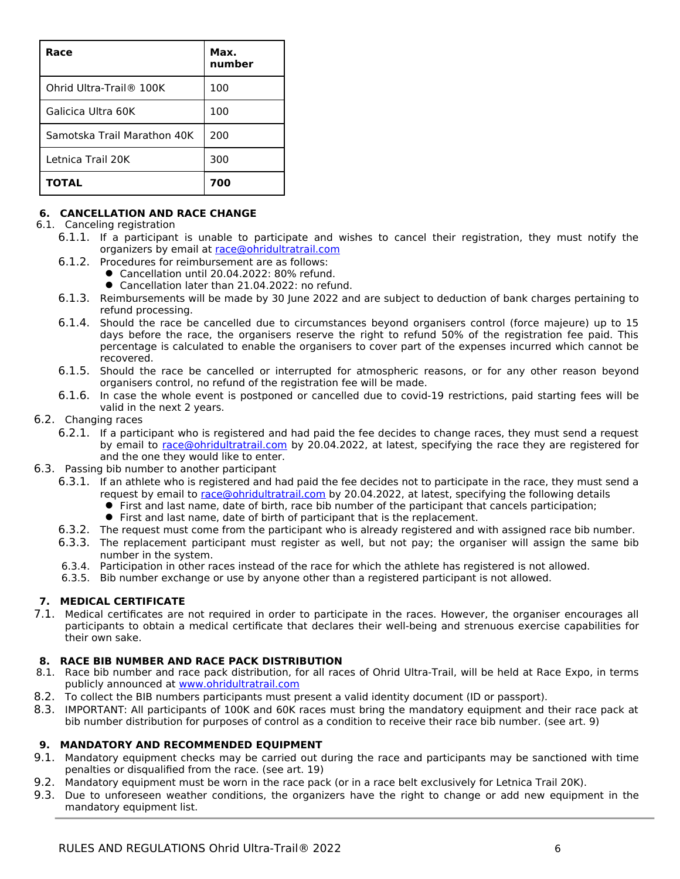| Race | Max. number |
|---|---|
| Ohrid Ultra-Trail® 100K | 100 |
| Galicica Ultra 60K | 100 |
| Samotska Trail Marathon 40K | 200 |
| Letnica Trail 20K | 300 |
| **TOTAL** | **700** |

## 6. CANCELLATION AND RACE CHANGE

6.1. Canceling registration

6.1.1. If a participant is unable to participate and wishes to cancel their registration, they must notify the organizers by email at race@ohridultratrail.com

6.1.2. Procedures for reimbursement are as follows:

- Cancellation until 20.04.2022: 80% refund.
- Cancellation later than 21.04.2022: no refund.

6.1.3. Reimbursements will be made by 30 June 2022 and are subject to deduction of bank charges pertaining to refund processing.

6.1.4. Should the race be cancelled due to circumstances beyond organisers control (force majeure) up to 15 days before the race, the organisers reserve the right to refund 50% of the registration fee paid. This percentage is calculated to enable the organisers to cover part of the expenses incurred which cannot be recovered.

6.1.5. Should the race be cancelled or interrupted for atmospheric reasons, or for any other reason beyond organisers control, no refund of the registration fee will be made.

6.1.6. In case the whole event is postponed or cancelled due to covid-19 restrictions, paid starting fees will be valid in the next 2 years.

6.2. Changing races

6.2.1. If a participant who is registered and had paid the fee decides to change races, they must send a request by email to race@ohridultratrail.com by 20.04.2022, at latest, specifying the race they are registered for and the one they would like to enter.

6.3. Passing bib number to another participant

6.3.1. If an athlete who is registered and had paid the fee decides not to participate in the race, they must send a request by email to race@ohridultratrail.com by 20.04.2022, at latest, specifying the following details

- First and last name, date of birth, race bib number of the participant that cancels participation;
- First and last name, date of birth of participant that is the replacement.

6.3.2. The request must come from the participant who is already registered and with assigned race bib number.

6.3.3. The replacement participant must register as well, but not pay; the organiser will assign the same bib number in the system.

6.3.4. Participation in other races instead of the race for which the athlete has registered is not allowed.

6.3.5. Bib number exchange or use by anyone other than a registered participant is not allowed.

## 7. MEDICAL CERTIFICATE

7.1. Medical certificates are not required in order to participate in the races. However, the organiser encourages all participants to obtain a medical certificate that declares their well-being and strenuous exercise capabilities for their own sake.

## 8. RACE BIB NUMBER AND RACE PACK DISTRIBUTION

8.1. Race bib number and race pack distribution, for all races of Ohrid Ultra-Trail, will be held at Race Expo, in terms publicly announced at www.ohridultratrail.com

8.2. To collect the BIB numbers participants must present a valid identity document (ID or passport).

8.3. IMPORTANT: All participants of 100K and 60K races must bring the mandatory equipment and their race pack at bib number distribution for purposes of control as a condition to receive their race bib number. (see art. 9)

## 9. MANDATORY AND RECOMMENDED EQUIPMENT

9.1. Mandatory equipment checks may be carried out during the race and participants may be sanctioned with time penalties or disqualified from the race. (see art. 19)

9.2. Mandatory equipment must be worn in the race pack (or in a race belt exclusively for Letnica Trail 20K).

9.3. Due to unforeseen weather conditions, the organizers have the right to change or add new equipment in the mandatory equipment list.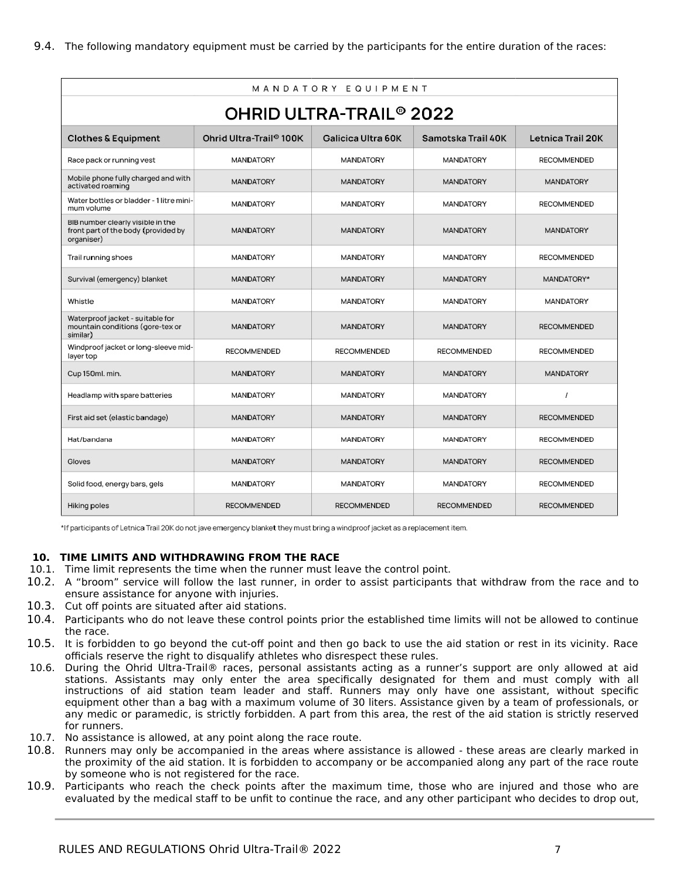9.4. The following mandatory equipment must be carried by the participants for the entire duration of the races:

| MANDATORY EQUIPMENT | | | | |
|---|---|---|---|---|
| OHRID ULTRA-TRAIL® 2022 | | | | |
| Clothes & Equipment | Ohrid Ultra-Trail® 100K | Galicica Ultra 60K | Samotska Trail 40K | Letnica Trail 20K |
| Race pack or running vest | MANDATORY | MANDATORY | MANDATORY | RECOMMENDED |
| Mobile phone fully charged and with activated roaming | MANDATORY | MANDATORY | MANDATORY | MANDATORY |
| Water bottles or bladder - 1 litre minimum volume | MANDATORY | MANDATORY | MANDATORY | RECOMMENDED |
| BIB number clearly visible in the front part of the body (provided by organiser) | MANDATORY | MANDATORY | MANDATORY | MANDATORY |
| Trail running shoes | MANDATORY | MANDATORY | MANDATORY | RECOMMENDED |
| Survival (emergency) blanket | MANDATORY | MANDATORY | MANDATORY | MANDATORY* |
| Whistle | MANDATORY | MANDATORY | MANDATORY | MANDATORY |
| Waterproof jacket - suitable for mountain conditions (gore-tex or similar) | MANDATORY | MANDATORY | MANDATORY | RECOMMENDED |
| Windproof jacket or long-sleeve mid-layer top | RECOMMENDED | RECOMMENDED | RECOMMENDED | RECOMMENDED |
| Cup 150ml. min. | MANDATORY | MANDATORY | MANDATORY | MANDATORY |
| Headlamp with spare batteries | MANDATORY | MANDATORY | MANDATORY | / |
| First aid set (elastic bandage) | MANDATORY | MANDATORY | MANDATORY | RECOMMENDED |
| Hat/bandana | MANDATORY | MANDATORY | MANDATORY | RECOMMENDED |
| Gloves | MANDATORY | MANDATORY | MANDATORY | RECOMMENDED |
| Solid food, energy bars, gels | MANDATORY | MANDATORY | MANDATORY | RECOMMENDED |
| Hiking poles | RECOMMENDED | RECOMMENDED | RECOMMENDED | RECOMMENDED |

*If participants of Letnica Trail 20K do not jave emergency blanket they must bring a windproof jacket as a replacement item.

## 10. TIME LIMITS AND WITHDRAWING FROM THE RACE

10.1. Time limit represents the time when the runner must leave the control point.

10.2. A "broom" service will follow the last runner, in order to assist participants that withdraw from the race and to ensure assistance for anyone with injuries.

10.3. Cut off points are situated after aid stations.

10.4. Participants who do not leave these control points prior the established time limits will not be allowed to continue the race.

10.5. It is forbidden to go beyond the cut-off point and then go back to use the aid station or rest in its vicinity. Race officials reserve the right to disqualify athletes who disrespect these rules.

10.6. During the Ohrid Ultra-Trail® races, personal assistants acting as a runner's support are only allowed at aid stations. Assistants may only enter the area specifically designated for them and must comply with all instructions of aid station team leader and staff. Runners may only have one assistant, without specific equipment other than a bag with a maximum volume of 30 liters. Assistance given by a team of professionals, or any medic or paramedic, is strictly forbidden. A part from this area, the rest of the aid station is strictly reserved for runners.

10.7. No assistance is allowed, at any point along the race route.

10.8. Runners may only be accompanied in the areas where assistance is allowed - these areas are clearly marked in the proximity of the aid station. It is forbidden to accompany or be accompanied along any part of the race route by someone who is not registered for the race.

10.9. Participants who reach the check points after the maximum time, those who are injured and those who are evaluated by the medical staff to be unfit to continue the race, and any other participant who decides to drop out,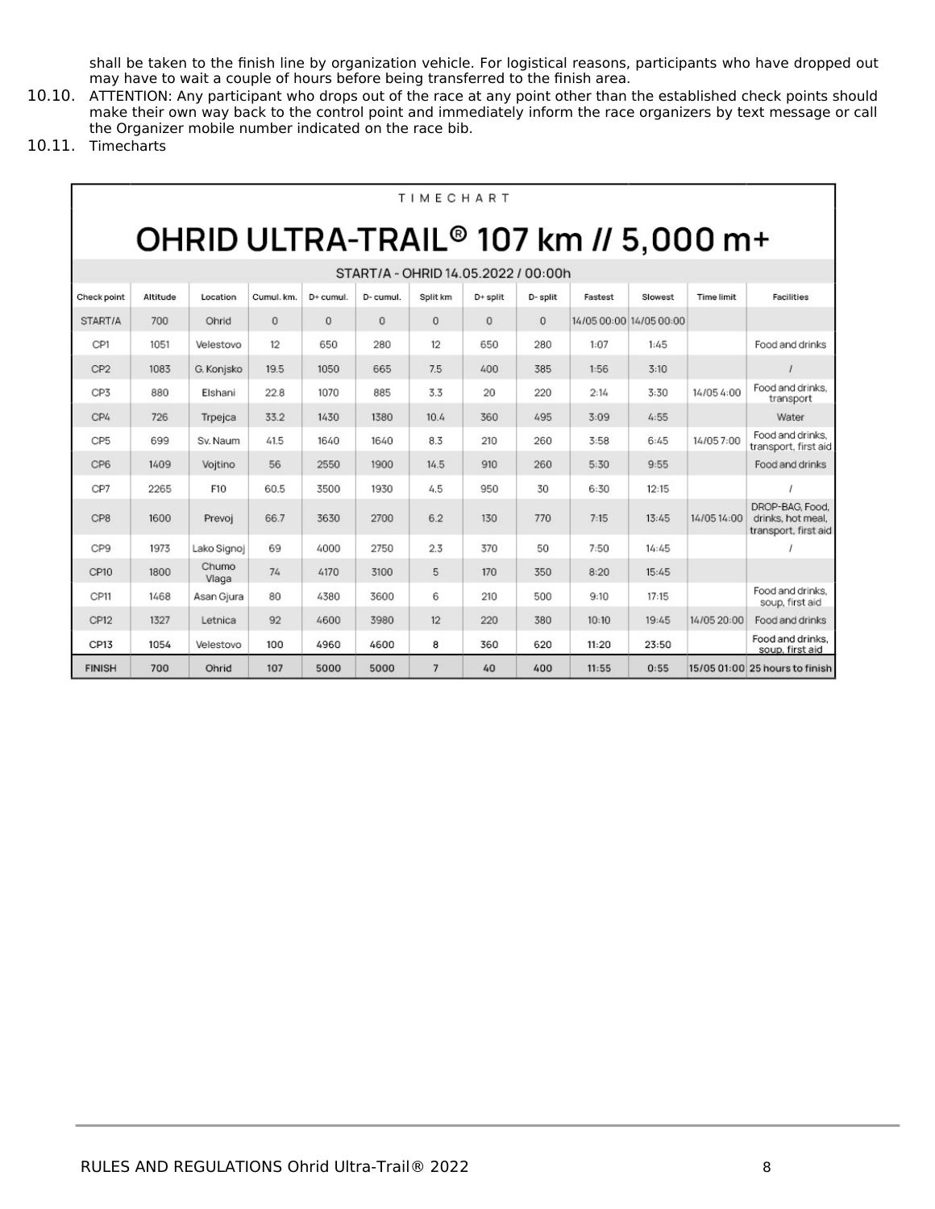shall be taken to the finish line by organization vehicle. For logistical reasons, participants who have dropped out may have to wait a couple of hours before being transferred to the finish area.

10.10. ATTENTION: Any participant who drops out of the race at any point other than the established check points should make their own way back to the control point and immediately inform the race organizers by text message or call the Organizer mobile number indicated on the race bib.

10.11. Timecharts

TIMECHART

**OHRID ULTRA-TRAIL® 107 km // 5,000 m+**

START/A - OHRID 14.05.2022 / 00:00h

| Check point | Altitude | Location | Cumul. km. | D+ cumul. | D- cumul. | Split km | D+ split | D- split | Fastest | Slowest | Time limit | Facilities |
|---|---|---|---|---|---|---|---|---|---|---|---|---|
| START/A | 700 | Ohrid | 0 | 0 | 0 | 0 | 0 | 0 | 14/05 00:00 | 14/05 00:00 | | |
| CP1 | 1051 | Velestovo | 12 | 650 | 280 | 12 | 650 | 280 | 1:07 | 1:45 | | Food and drinks |
| CP2 | 1083 | G. Konjsko | 19.5 | 1050 | 665 | 7.5 | 400 | 385 | 1:56 | 3:10 | | / |
| CP3 | 880 | Elshani | 22.8 | 1070 | 885 | 3.3 | 20 | 220 | 2:14 | 3:30 | 14/05 4:00 | Food and drinks, transport |
| CP4 | 726 | Trpejca | 33.2 | 1430 | 1380 | 10.4 | 360 | 495 | 3:09 | 4:55 | | Water |
| CP5 | 699 | Sv. Naum | 41.5 | 1640 | 1640 | 8.3 | 210 | 260 | 3:58 | 6:45 | 14/05 7:00 | Food and drinks, transport, first aid |
| CP6 | 1409 | Vojtino | 56 | 2550 | 1900 | 14.5 | 910 | 260 | 5:30 | 9:55 | | Food and drinks |
| CP7 | 2265 | F10 | 60.5 | 3500 | 1930 | 4.5 | 950 | 30 | 6:30 | 12:15 | | / |
| CP8 | 1600 | Prevoj | 66.7 | 3630 | 2700 | 6.2 | 130 | 770 | 7:15 | 13:45 | 14/05 14:00 | DROP-BAG, Food, drinks, hot meal, transport, first aid |
| CP9 | 1973 | Lako Signoj | 69 | 4000 | 2750 | 2.3 | 370 | 50 | 7:50 | 14:45 | | / |
| CP10 | 1800 | Chumo Vlaga | 74 | 4170 | 3100 | 5 | 170 | 350 | 8:20 | 15:45 | | |
| CP11 | 1468 | Asan Gjura | 80 | 4380 | 3600 | 6 | 210 | 500 | 9:10 | 17:15 | | Food and drinks, soup, first aid |
| CP12 | 1327 | Letnica | 92 | 4600 | 3980 | 12 | 220 | 380 | 10:10 | 19:45 | 14/05 20:00 | Food and drinks |
| CP13 | 1054 | Velestovo | 100 | 4960 | 4600 | 8 | 360 | 620 | 11:20 | 23:50 | | Food and drinks, soup, first aid |
| FINISH | 700 | Ohrid | 107 | 5000 | 5000 | 7 | 40 | 400 | 11:55 | 0:55 | 15/05 01:00 | 25 hours to finish |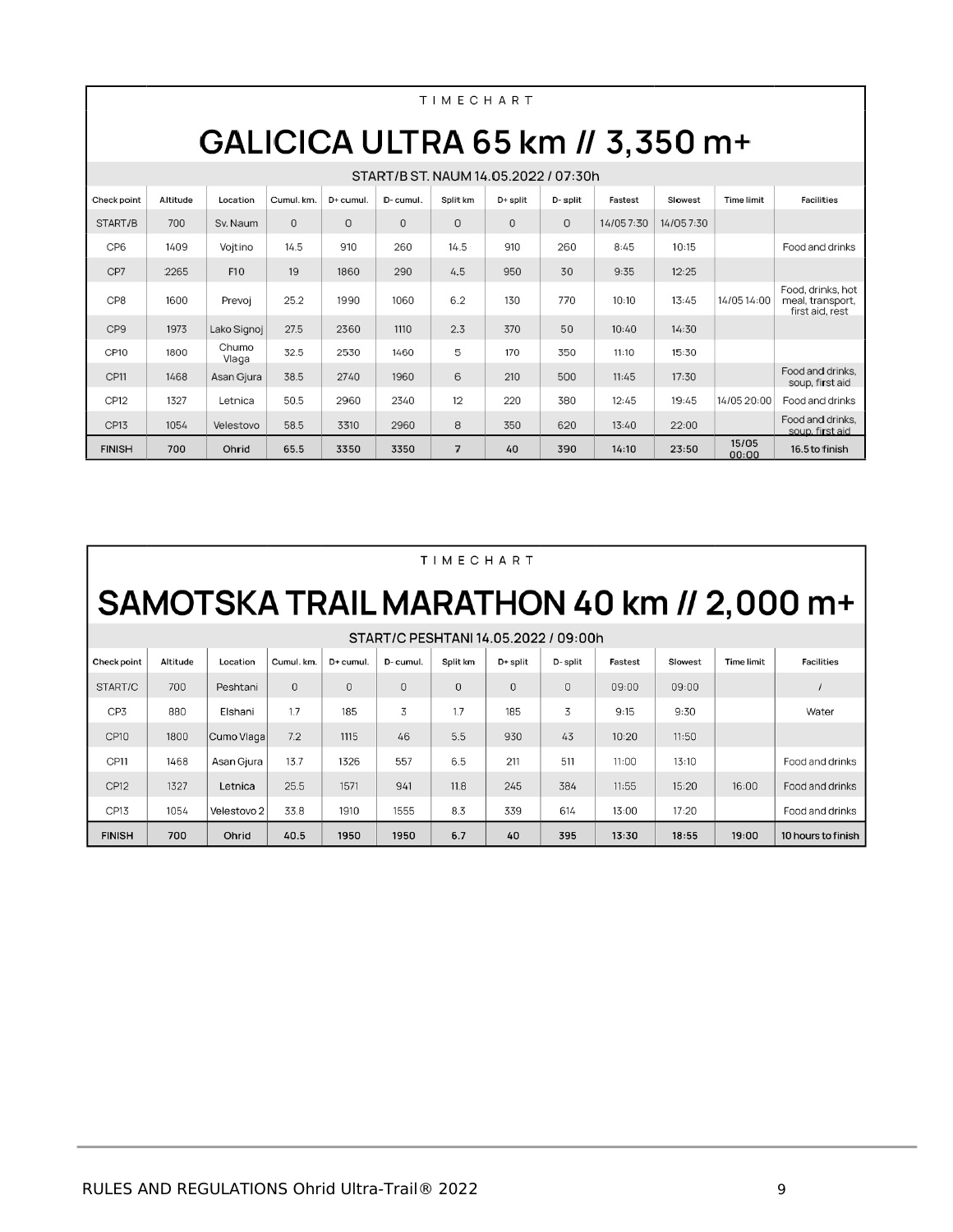TIMECHART

# GALICICA ULTRA 65 km // 3,350 m+

START/B ST. NAUM 14.05.2022 / 07:30h

| Check point | Altitude | Location | Cumul. km. | D+ cumul. | D- cumul. | Split km | D+ split | D- split | Fastest | Slowest | Time limit | Facilities |
|---|---|---|---|---|---|---|---|---|---|---|---|---|
| START/B | 700 | Sv. Naum | 0 | 0 | 0 | 0 | 0 | 0 | 14/05 7:30 | 14/05 7:30 | | |
| CP6 | 1409 | Vojtino | 14.5 | 910 | 260 | 14.5 | 910 | 260 | 8:45 | 10:15 | | Food and drinks |
| CP7 | 2265 | F10 | 19 | 1860 | 290 | 4.5 | 950 | 30 | 9:35 | 12:25 | | |
| CP8 | 1600 | Prevoj | 25.2 | 1990 | 1060 | 6.2 | 130 | 770 | 10:10 | 13:45 | 14/05 14:00 | Food, drinks, hot meal, transport, first aid, rest |
| CP9 | 1973 | Lako Signoj | 27.5 | 2360 | 1110 | 2.3 | 370 | 50 | 10:40 | 14:30 | | |
| CP10 | 1800 | Chumo Vlaga | 32.5 | 2530 | 1460 | 5 | 170 | 350 | 11:10 | 15:30 | | |
| CP11 | 1468 | Asan Gjura | 38.5 | 2740 | 1960 | 6 | 210 | 500 | 11:45 | 17:30 | | Food and drinks, soup, first aid |
| CP12 | 1327 | Letnica | 50.5 | 2960 | 2340 | 12 | 220 | 380 | 12:45 | 19:45 | 14/05 20:00 | Food and drinks |
| CP13 | 1054 | Velestovo | 58.5 | 3310 | 2960 | 8 | 350 | 620 | 13:40 | 22:00 | | Food and drinks, soup, first aid |
| **FINISH** | **700** | **Ohrid** | **65.5** | **3350** | **3350** | **7** | **40** | **390** | **14:10** | **23:50** | **15/05 00:00** | **16.5 to finish** |

TIMECHART

# SAMOTSKA TRAIL MARATHON 40 km // 2,000 m+

START/C PESHTANI 14.05.2022 / 09:00h

| Check point | Altitude | Location | Cumul. km. | D+ cumul. | D- cumul. | Split km | D+ split | D- split | Fastest | Slowest | Time limit | Facilities |
|---|---|---|---|---|---|---|---|---|---|---|---|---|
| START/C | 700 | Peshtani | 0 | 0 | 0 | 0 | 0 | 0 | 09:00 | 09:00 | | / |
| CP3 | 880 | Elshani | 1.7 | 185 | 3 | 1.7 | 185 | 3 | 9:15 | 9:30 | | Water |
| CP10 | 1800 | Cumo Vlaga | 7.2 | 1115 | 46 | 5.5 | 930 | 43 | 10:20 | 11:50 | | |
| CP11 | 1468 | Asan Gjura | 13.7 | 1326 | 557 | 6.5 | 211 | 511 | 11:00 | 13:10 | | Food and drinks |
| CP12 | 1327 | Letnica | 25.5 | 1571 | 941 | 11.8 | 245 | 384 | 11:55 | 15:20 | 16:00 | Food and drinks |
| CP13 | 1054 | Velestovo 2 | 33.8 | 1910 | 1555 | 8.3 | 339 | 614 | 13:00 | 17:20 | | Food and drinks |
| **FINISH** | **700** | **Ohrid** | **40.5** | **1950** | **1950** | **6.7** | **40** | **395** | **13:30** | **18:55** | **19:00** | **10 hours to finish** |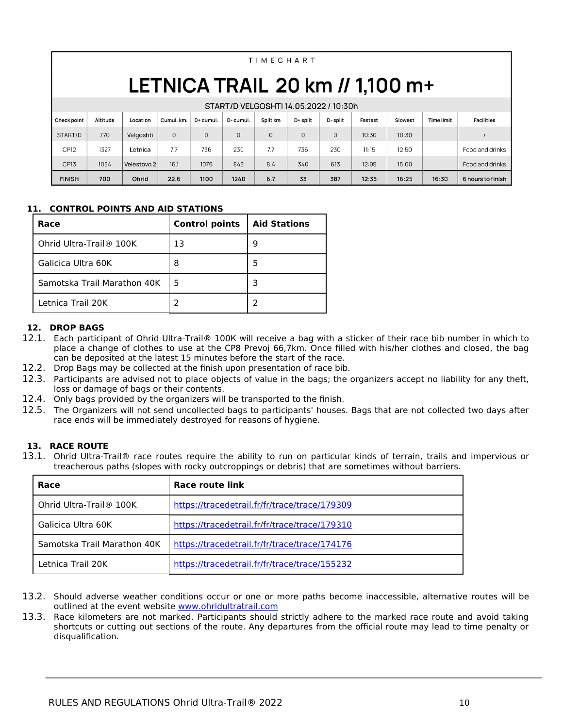TIMECHART

# LETNICA TRAIL 20 km // 1,100 m+

START/D VELGOSHTI 14.05.2022 / 10:30h

| Check point | Altitude | Location | Cumul. km. | D+ cumul. | D- cumul. | Split km | D+ split | D- split | Fastest | Slowest | Time limit | Facilities |
|---|---|---|---|---|---|---|---|---|---|---|---|---|
| START/D | 770 | Velgoshti | 0 | 0 | 0 | 0 | 0 | 0 | 10:30 | 10:30 | | / |
| CP12 | 1327 | Letnica | 7.7 | 736 | 230 | 7.7 | 736 | 230 | 11:15 | 12:50 | | Food and drinks |
| CP13 | 1054 | Velestovo 2 | 16.1 | 1076 | 843 | 8.4 | 340 | 613 | 12:05 | 15:00 | | Food and drinks |
| **FINISH** | **700** | **Ohrid** | **22.6** | **1100** | **1240** | **6.7** | **33** | **387** | **12:35** | **16:25** | **16:30** | **6 hours to finish** |

## 11. CONTROL POINTS AND AID STATIONS

| Race | Control points | Aid Stations |
|---|---|---|
| Ohrid Ultra-Trail® 100K | 13 | 9 |
| Galicica Ultra 60K | 8 | 5 |
| Samotska Trail Marathon 40K | 5 | 3 |
| Letnica Trail 20K | 2 | 2 |

## 12. DROP BAGS

12.1. Each participant of Ohrid Ultra-Trail® 100K will receive a bag with a sticker of their race bib number in which to place a change of clothes to use at the CP8 Prevoj 66,7km. Once filled with his/her clothes and closed, the bag can be deposited at the latest 15 minutes before the start of the race.

12.2. Drop Bags may be collected at the finish upon presentation of race bib.

12.3. Participants are advised not to place objects of value in the bags; the organizers accept no liability for any theft, loss or damage of bags or their contents.

12.4. Only bags provided by the organizers will be transported to the finish.

12.5. The Organizers will not send uncollected bags to participants' houses. Bags that are not collected two days after race ends will be immediately destroyed for reasons of hygiene.

## 13. RACE ROUTE

13.1. Ohrid Ultra-Trail® race routes require the ability to run on particular kinds of terrain, trails and impervious or treacherous paths (slopes with rocky outcroppings or debris) that are sometimes without barriers.

| Race | Race route link |
|---|---|
| Ohrid Ultra-Trail® 100K | https://tracedetrail.fr/fr/trace/trace/179309 |
| Galicica Ultra 60K | https://tracedetrail.fr/fr/trace/trace/179310 |
| Samotska Trail Marathon 40K | https://tracedetrail.fr/fr/trace/trace/174176 |
| Letnica Trail 20K | https://tracedetrail.fr/fr/trace/trace/155232 |

13.2. Should adverse weather conditions occur or one or more paths become inaccessible, alternative routes will be outlined at the event website www.ohridultratrail.com

13.3. Race kilometers are not marked. Participants should strictly adhere to the marked race route and avoid taking shortcuts or cutting out sections of the route. Any departures from the official route may lead to time penalty or disqualification.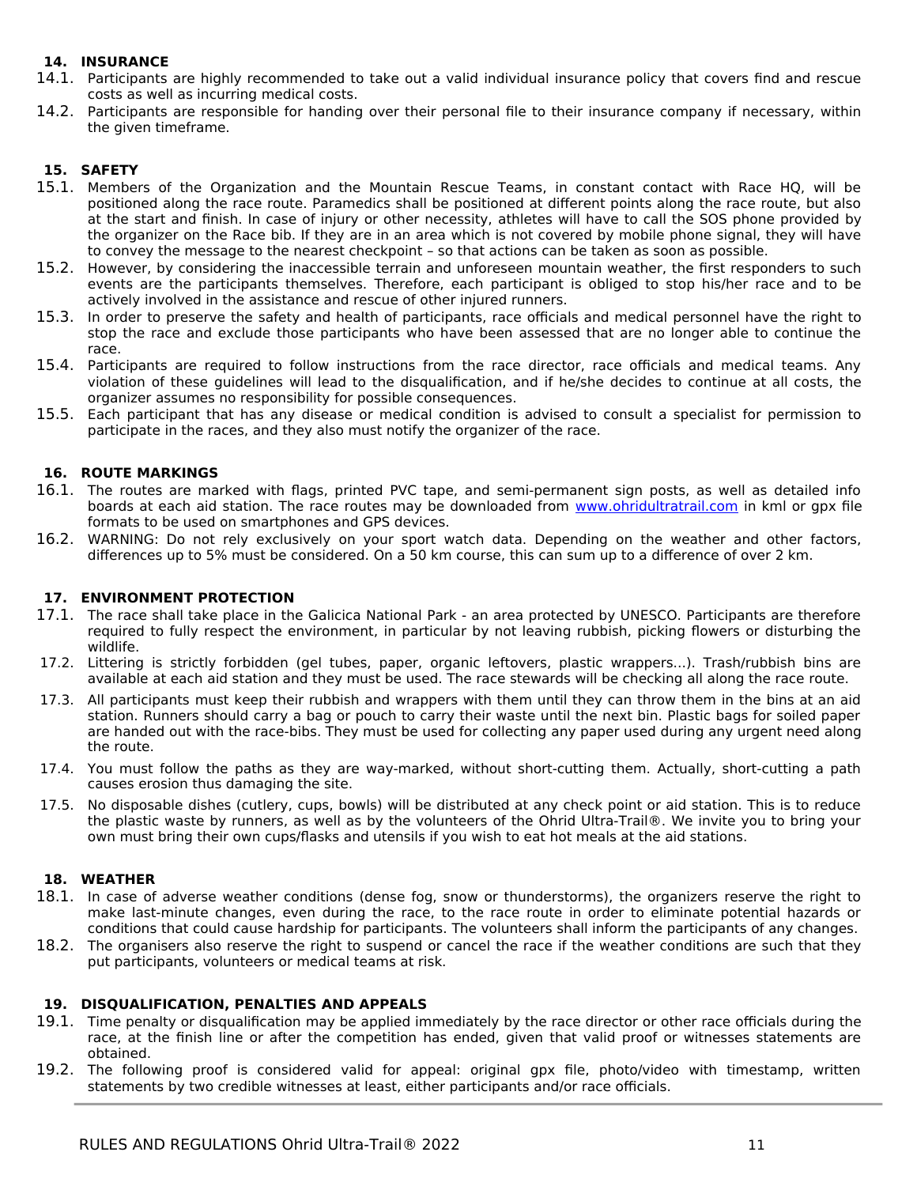## 14. INSURANCE

14.1. Participants are highly recommended to take out a valid individual insurance policy that covers find and rescue costs as well as incurring medical costs.

14.2. Participants are responsible for handing over their personal file to their insurance company if necessary, within the given timeframe.

## 15. SAFETY

15.1. Members of the Organization and the Mountain Rescue Teams, in constant contact with Race HQ, will be positioned along the race route. Paramedics shall be positioned at different points along the race route, but also at the start and finish. In case of injury or other necessity, athletes will have to call the SOS phone provided by the organizer on the Race bib. If they are in an area which is not covered by mobile phone signal, they will have to convey the message to the nearest checkpoint – so that actions can be taken as soon as possible.

15.2. However, by considering the inaccessible terrain and unforeseen mountain weather, the first responders to such events are the participants themselves. Therefore, each participant is obliged to stop his/her race and to be actively involved in the assistance and rescue of other injured runners.

15.3. In order to preserve the safety and health of participants, race officials and medical personnel have the right to stop the race and exclude those participants who have been assessed that are no longer able to continue the race.

15.4. Participants are required to follow instructions from the race director, race officials and medical teams. Any violation of these guidelines will lead to the disqualification, and if he/she decides to continue at all costs, the organizer assumes no responsibility for possible consequences.

15.5. Each participant that has any disease or medical condition is advised to consult a specialist for permission to participate in the races, and they also must notify the organizer of the race.

## 16. ROUTE MARKINGS

16.1. The routes are marked with flags, printed PVC tape, and semi-permanent sign posts, as well as detailed info boards at each aid station. The race routes may be downloaded from [www.ohridultratrail.com](http://www.ohridultratrail.com) in kml or gpx file formats to be used on smartphones and GPS devices.

16.2. WARNING: Do not rely exclusively on your sport watch data. Depending on the weather and other factors, differences up to 5% must be considered. On a 50 km course, this can sum up to a difference of over 2 km.

## 17. ENVIRONMENT PROTECTION

17.1. The race shall take place in the Galicica National Park - an area protected by UNESCO. Participants are therefore required to fully respect the environment, in particular by not leaving rubbish, picking flowers or disturbing the wildlife.

17.2. Littering is strictly forbidden (gel tubes, paper, organic leftovers, plastic wrappers…). Trash/rubbish bins are available at each aid station and they must be used. The race stewards will be checking all along the race route.

17.3. All participants must keep their rubbish and wrappers with them until they can throw them in the bins at an aid station. Runners should carry a bag or pouch to carry their waste until the next bin. Plastic bags for soiled paper are handed out with the race-bibs. They must be used for collecting any paper used during any urgent need along the route.

17.4. You must follow the paths as they are way-marked, without short-cutting them. Actually, short-cutting a path causes erosion thus damaging the site.

17.5. No disposable dishes (cutlery, cups, bowls) will be distributed at any check point or aid station. This is to reduce the plastic waste by runners, as well as by the volunteers of the Ohrid Ultra-Trail®. We invite you to bring your own must bring their own cups/flasks and utensils if you wish to eat hot meals at the aid stations.

## 18. WEATHER

18.1. In case of adverse weather conditions (dense fog, snow or thunderstorms), the organizers reserve the right to make last-minute changes, even during the race, to the race route in order to eliminate potential hazards or conditions that could cause hardship for participants. The volunteers shall inform the participants of any changes.

18.2. The organisers also reserve the right to suspend or cancel the race if the weather conditions are such that they put participants, volunteers or medical teams at risk.

## 19. DISQUALIFICATION, PENALTIES AND APPEALS

19.1. Time penalty or disqualification may be applied immediately by the race director or other race officials during the race, at the finish line or after the competition has ended, given that valid proof or witnesses statements are obtained.

19.2. The following proof is considered valid for appeal: original gpx file, photo/video with timestamp, written statements by two credible witnesses at least, either participants and/or race officials.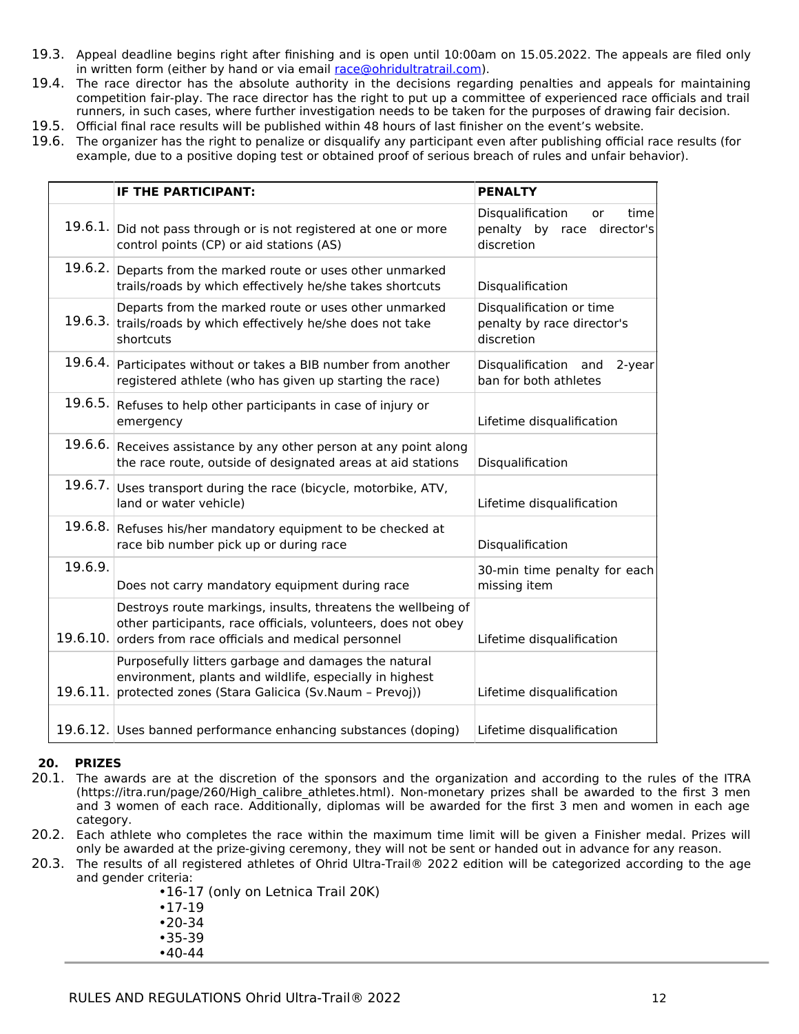19.3. Appeal deadline begins right after finishing and is open until 10:00am on 15.05.2022. The appeals are filed only in written form (either by hand or via email race@ohridultratrail.com).

19.4. The race director has the absolute authority in the decisions regarding penalties and appeals for maintaining competition fair-play. The race director has the right to put up a committee of experienced race officials and trail runners, in such cases, where further investigation needs to be taken for the purposes of drawing fair decision.

19.5. Official final race results will be published within 48 hours of last finisher on the event's website.

19.6. The organizer has the right to penalize or disqualify any participant even after publishing official race results (for example, due to a positive doping test or obtained proof of serious breach of rules and unfair behavior).

| | IF THE PARTICIPANT: | PENALTY |
|---|---|---|
| 19.6.1. | Did not pass through or is not registered at one or more control points (CP) or aid stations (AS) | Disqualification or time penalty by race director's discretion |
| 19.6.2. | Departs from the marked route or uses other unmarked trails/roads by which effectively he/she takes shortcuts | Disqualification |
| 19.6.3. | Departs from the marked route or uses other unmarked trails/roads by which effectively he/she does not take shortcuts | Disqualification or time penalty by race director's discretion |
| 19.6.4. | Participates without or takes a BIB number from another registered athlete (who has given up starting the race) | Disqualification and 2-year ban for both athletes |
| 19.6.5. | Refuses to help other participants in case of injury or emergency | Lifetime disqualification |
| 19.6.6. | Receives assistance by any other person at any point along the race route, outside of designated areas at aid stations | Disqualification |
| 19.6.7. | Uses transport during the race (bicycle, motorbike, ATV, land or water vehicle) | Lifetime disqualification |
| 19.6.8. | Refuses his/her mandatory equipment to be checked at race bib number pick up or during race | Disqualification |
| 19.6.9. | Does not carry mandatory equipment during race | 30-min time penalty for each missing item |
| 19.6.10. | Destroys route markings, insults, threatens the wellbeing of other participants, race officials, volunteers, does not obey orders from race officials and medical personnel | Lifetime disqualification |
| 19.6.11. | Purposefully litters garbage and damages the natural environment, plants and wildlife, especially in highest protected zones (Stara Galicica (Sv.Naum – Prevoj)) | Lifetime disqualification |
| 19.6.12. | Uses banned performance enhancing substances (doping) | Lifetime disqualification |

## 20. PRIZES

20.1. The awards are at the discretion of the sponsors and the organization and according to the rules of the ITRA (https://itra.run/page/260/High_calibre_athletes.html). Non-monetary prizes shall be awarded to the first 3 men and 3 women of each race. Additionally, diplomas will be awarded for the first 3 men and women in each age category.

20.2. Each athlete who completes the race within the maximum time limit will be given a Finisher medal. Prizes will only be awarded at the prize-giving ceremony, they will not be sent or handed out in advance for any reason.

20.3. The results of all registered athletes of Ohrid Ultra-Trail® 2022 edition will be categorized according to the age and gender criteria:

- 16-17 (only on Letnica Trail 20K)
- 17-19
- 20-34
- 35-39
- 40-44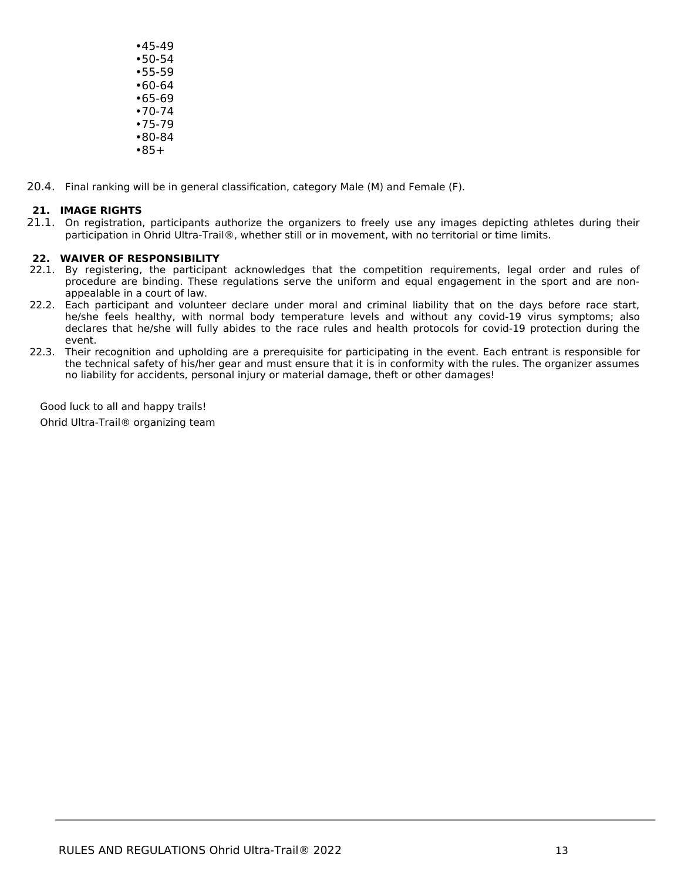- 45-49
- 50-54
- 55-59
- 60-64
- 65-69
- 70-74
- 75-79
- 80-84
- 85+

20.4. Final ranking will be in general classification, category Male (M) and Female (F).

## 21. IMAGE RIGHTS

21.1. On registration, participants authorize the organizers to freely use any images depicting athletes during their participation in Ohrid Ultra-Trail®, whether still or in movement, with no territorial or time limits.

## 22. WAIVER OF RESPONSIBILITY

22.1. By registering, the participant acknowledges that the competition requirements, legal order and rules of procedure are binding. These regulations serve the uniform and equal engagement in the sport and are non-appealable in a court of law.

22.2. Each participant and volunteer declare under moral and criminal liability that on the days before race start, he/she feels healthy, with normal body temperature levels and without any covid-19 virus symptoms; also declares that he/she will fully abides to the race rules and health protocols for covid-19 protection during the event.

22.3. Their recognition and upholding are a prerequisite for participating in the event. Each entrant is responsible for the technical safety of his/her gear and must ensure that it is in conformity with the rules. The organizer assumes no liability for accidents, personal injury or material damage, theft or other damages!

Good luck to all and happy trails!

Ohrid Ultra-Trail® organizing team